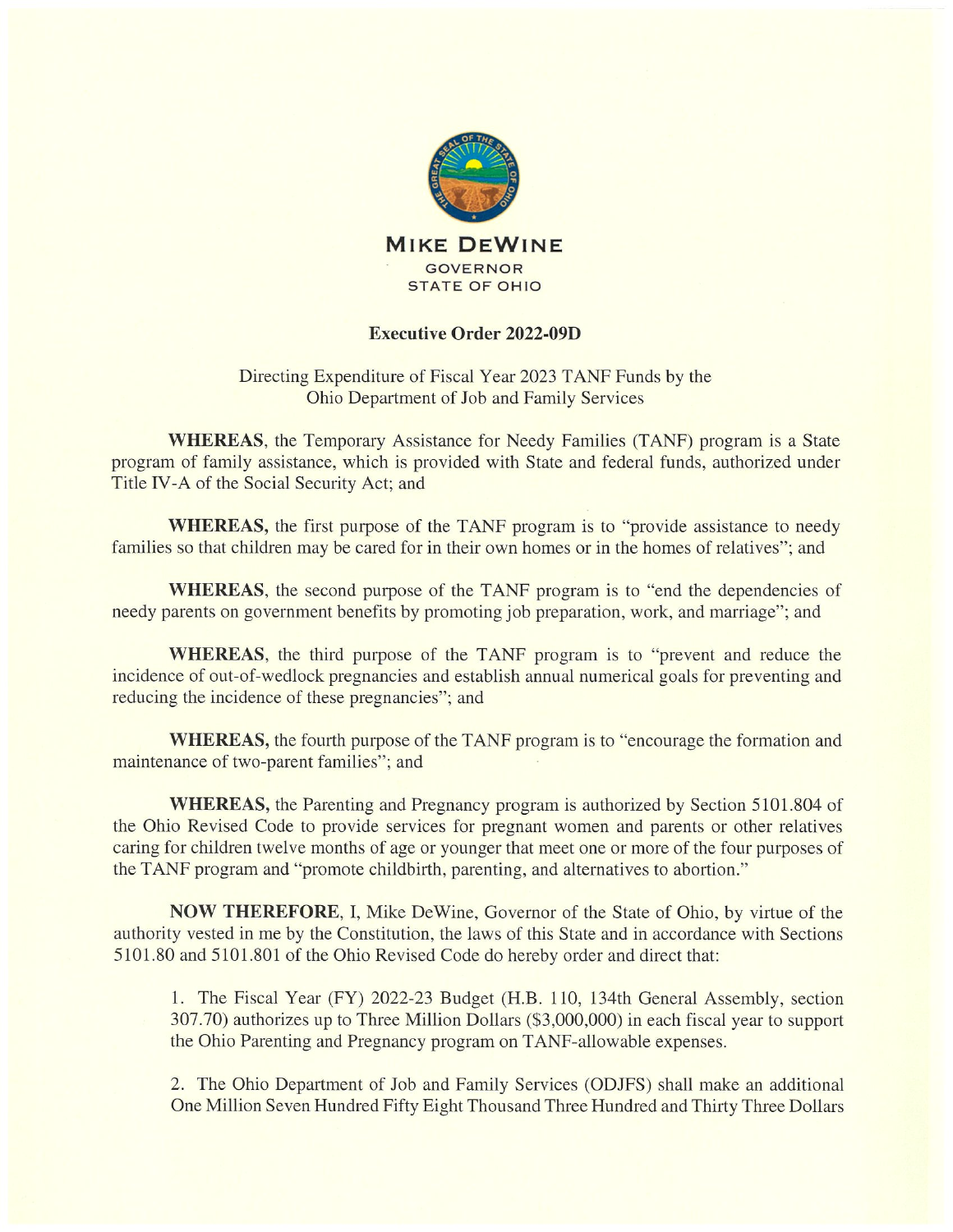**MIKE DEWINE**
GOVERNOR
STATE OF OHIO

## Executive Order 2022-09D

Directing Expenditure of Fiscal Year 2023 TANF Funds by the Ohio Department of Job and Family Services

**WHEREAS**, the Temporary Assistance for Needy Families (TANF) program is a State program of family assistance, which is provided with State and federal funds, authorized under Title IV-A of the Social Security Act; and

**WHEREAS,** the first purpose of the TANF program is to "provide assistance to needy families so that children may be cared for in their own homes or in the homes of relatives"; and

**WHEREAS**, the second purpose of the TANF program is to "end the dependencies of needy parents on government benefits by promoting job preparation, work, and marriage"; and

**WHEREAS**, the third purpose of the TANF program is to "prevent and reduce the incidence of out-of-wedlock pregnancies and establish annual numerical goals for preventing and reducing the incidence of these pregnancies"; and

**WHEREAS,** the fourth purpose of the TANF program is to "encourage the formation and maintenance of two-parent families"; and

**WHEREAS,** the Parenting and Pregnancy program is authorized by Section 5101.804 of the Ohio Revised Code to provide services for pregnant women and parents or other relatives caring for children twelve months of age or younger that meet one or more of the four purposes of the TANF program and "promote childbirth, parenting, and alternatives to abortion."

**NOW THEREFORE**, I, Mike DeWine, Governor of the State of Ohio, by virtue of the authority vested in me by the Constitution, the laws of this State and in accordance with Sections 5101.80 and 5101.801 of the Ohio Revised Code do hereby order and direct that:

1. The Fiscal Year (FY) 2022-23 Budget (H.B. 110, 134th General Assembly, section 307.70) authorizes up to Three Million Dollars ($3,000,000) in each fiscal year to support the Ohio Parenting and Pregnancy program on TANF-allowable expenses.

2. The Ohio Department of Job and Family Services (ODJFS) shall make an additional One Million Seven Hundred Fifty Eight Thousand Three Hundred and Thirty Three Dollars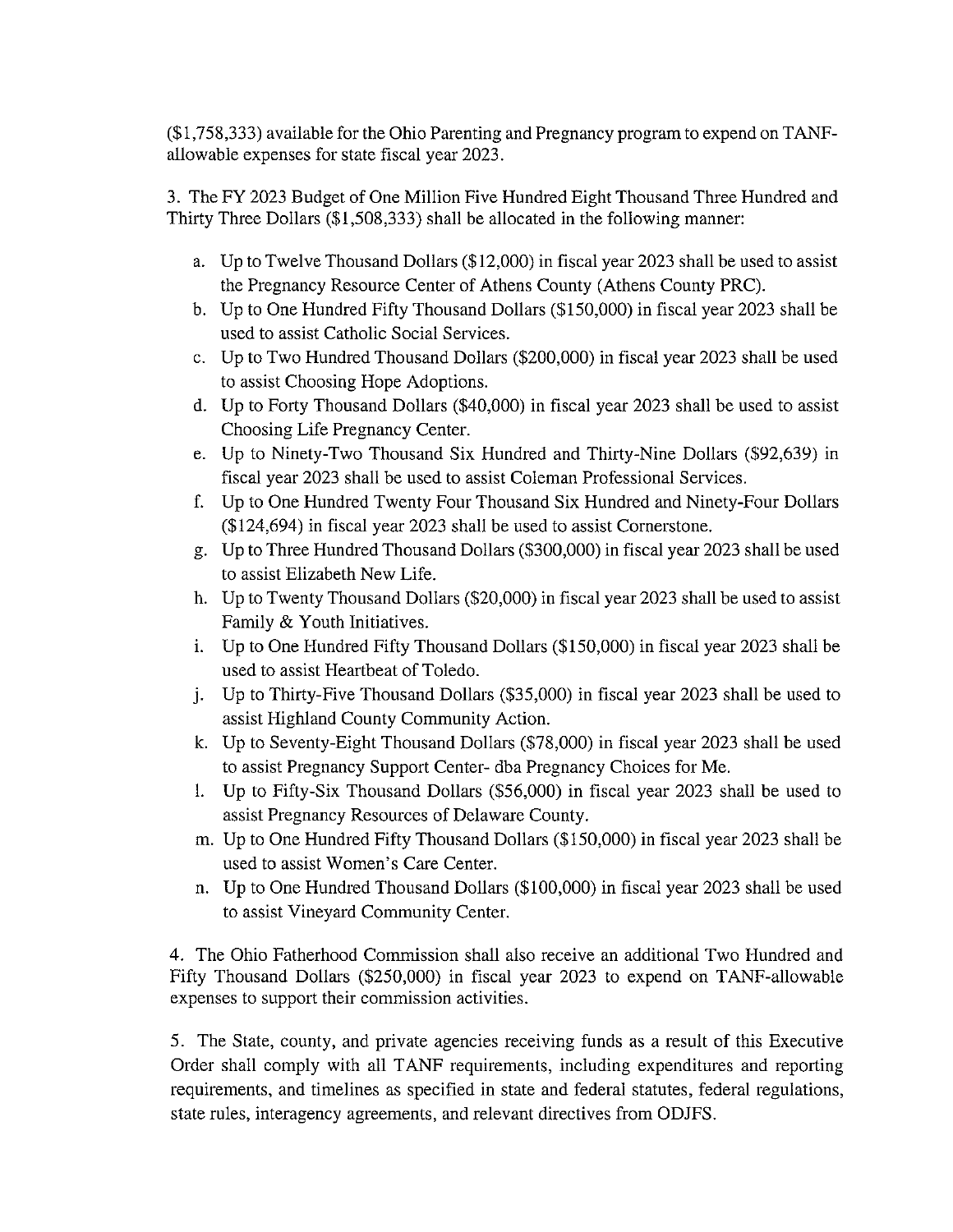($1,758,333) available for the Ohio Parenting and Pregnancy program to expend on TANF-allowable expenses for state fiscal year 2023.

3. The FY 2023 Budget of One Million Five Hundred Eight Thousand Three Hundred and Thirty Three Dollars ($1,508,333) shall be allocated in the following manner:

   a. Up to Twelve Thousand Dollars ($12,000) in fiscal year 2023 shall be used to assist the Pregnancy Resource Center of Athens County (Athens County PRC).
   b. Up to One Hundred Fifty Thousand Dollars ($150,000) in fiscal year 2023 shall be used to assist Catholic Social Services.
   c. Up to Two Hundred Thousand Dollars ($200,000) in fiscal year 2023 shall be used to assist Choosing Hope Adoptions.
   d. Up to Forty Thousand Dollars ($40,000) in fiscal year 2023 shall be used to assist Choosing Life Pregnancy Center.
   e. Up to Ninety-Two Thousand Six Hundred and Thirty-Nine Dollars ($92,639) in fiscal year 2023 shall be used to assist Coleman Professional Services.
   f. Up to One Hundred Twenty Four Thousand Six Hundred and Ninety-Four Dollars ($124,694) in fiscal year 2023 shall be used to assist Cornerstone.
   g. Up to Three Hundred Thousand Dollars ($300,000) in fiscal year 2023 shall be used to assist Elizabeth New Life.
   h. Up to Twenty Thousand Dollars ($20,000) in fiscal year 2023 shall be used to assist Family & Youth Initiatives.
   i. Up to One Hundred Fifty Thousand Dollars ($150,000) in fiscal year 2023 shall be used to assist Heartbeat of Toledo.
   j. Up to Thirty-Five Thousand Dollars ($35,000) in fiscal year 2023 shall be used to assist Highland County Community Action.
   k. Up to Seventy-Eight Thousand Dollars ($78,000) in fiscal year 2023 shall be used to assist Pregnancy Support Center- dba Pregnancy Choices for Me.
   l. Up to Fifty-Six Thousand Dollars ($56,000) in fiscal year 2023 shall be used to assist Pregnancy Resources of Delaware County.
   m. Up to One Hundred Fifty Thousand Dollars ($150,000) in fiscal year 2023 shall be used to assist Women's Care Center.
   n. Up to One Hundred Thousand Dollars ($100,000) in fiscal year 2023 shall be used to assist Vineyard Community Center.

4. The Ohio Fatherhood Commission shall also receive an additional Two Hundred and Fifty Thousand Dollars ($250,000) in fiscal year 2023 to expend on TANF-allowable expenses to support their commission activities.

5. The State, county, and private agencies receiving funds as a result of this Executive Order shall comply with all TANF requirements, including expenditures and reporting requirements, and timelines as specified in state and federal statutes, federal regulations, state rules, interagency agreements, and relevant directives from ODJFS.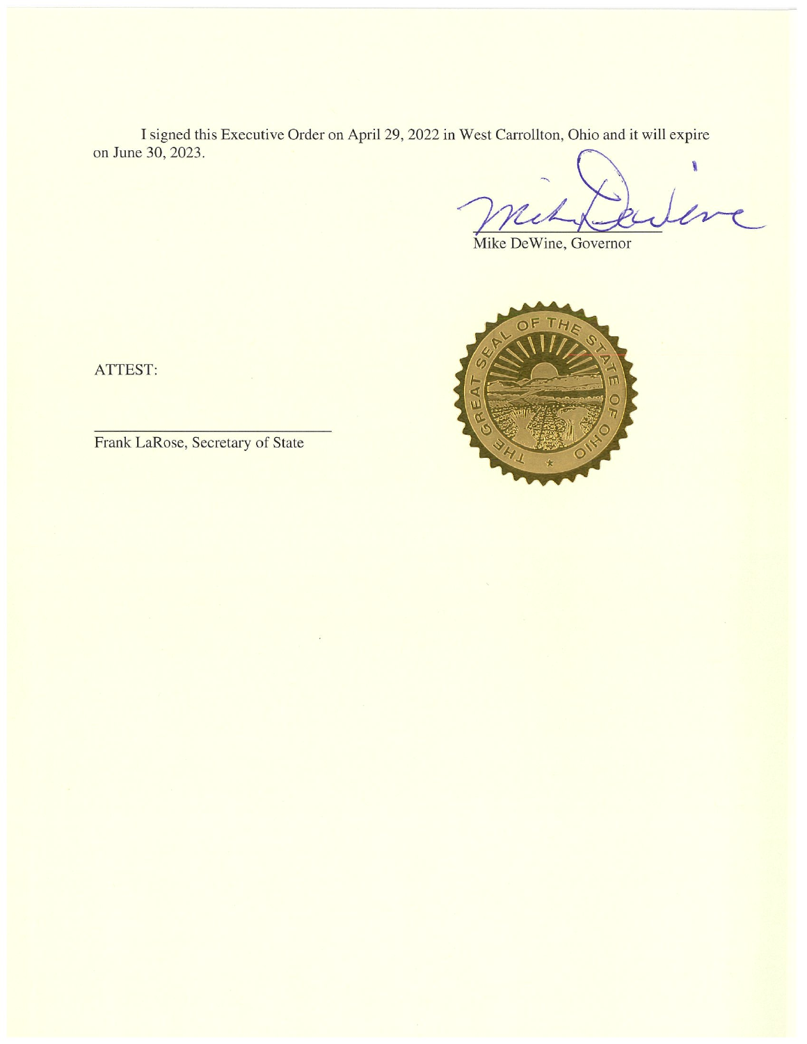I signed this Executive Order on April 29, 2022 in West Carrollton, Ohio and it will expire on June 30, 2023.

Mike DeWine, Governor

ATTEST:

Frank LaRose, Secretary of State